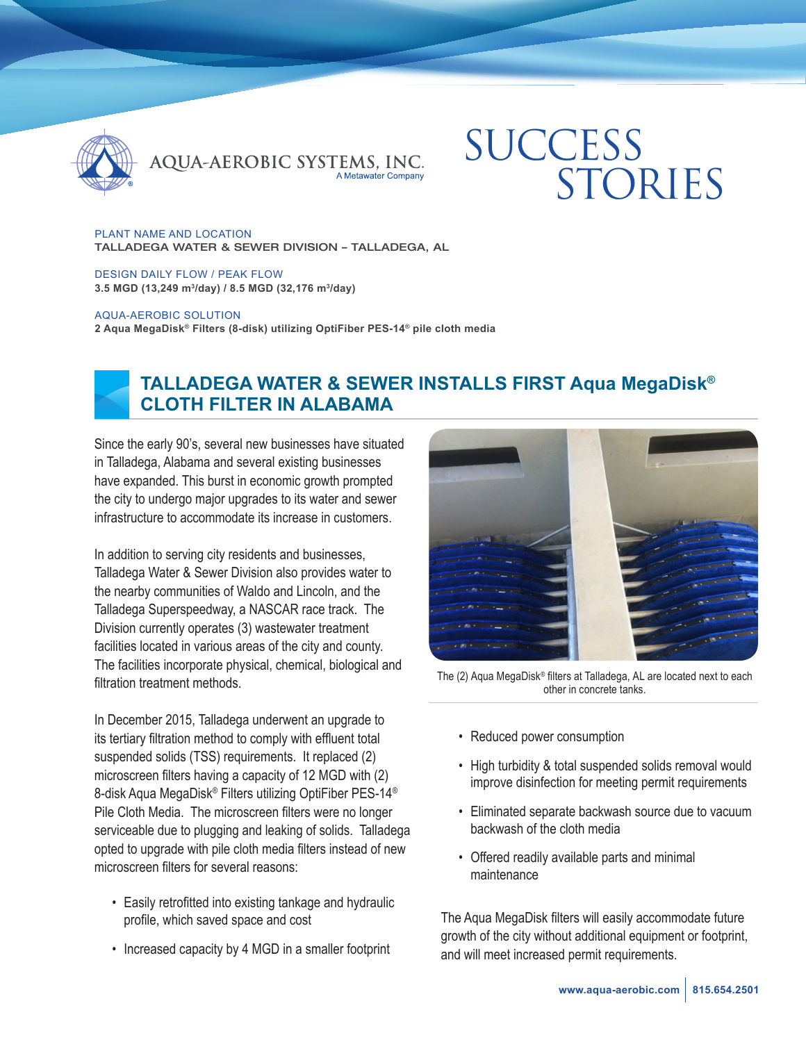AQUA-AEROBIC SYSTEMS, INC.
A Metawater Company

# SUCCESS STORIES

PLANT NAME AND LOCATION
**TALLADEGA WATER & SEWER DIVISION – TALLADEGA, AL**

DESIGN DAILY FLOW / PEAK FLOW
**3.5 MGD (13,249 $m^3$/day) / 8.5 MGD (32,176 $m^3$/day)**

AQUA-AEROBIC SOLUTION
**2 Aqua MegaDisk® Filters (8-disk) utilizing OptiFiber PES-14® pile cloth media**

## TALLADEGA WATER & SEWER INSTALLS FIRST Aqua MegaDisk® CLOTH FILTER IN ALABAMA

Since the early 90's, several new businesses have situated in Talladega, Alabama and several existing businesses have expanded. This burst in economic growth prompted the city to undergo major upgrades to its water and sewer infrastructure to accommodate its increase in customers.

In addition to serving city residents and businesses, Talladega Water & Sewer Division also provides water to the nearby communities of Waldo and Lincoln, and the Talladega Superspeedway, a NASCAR race track. The Division currently operates (3) wastewater treatment facilities located in various areas of the city and county. The facilities incorporate physical, chemical, biological and filtration treatment methods.

In December 2015, Talladega underwent an upgrade to its tertiary filtration method to comply with effluent total suspended solids (TSS) requirements. It replaced (2) microscreen filters having a capacity of 12 MGD with (2) 8-disk Aqua MegaDisk® Filters utilizing OptiFiber PES-14® Pile Cloth Media. The microscreen filters were no longer serviceable due to plugging and leaking of solids. Talladega opted to upgrade with pile cloth media filters instead of new microscreen filters for several reasons:

- Easily retrofitted into existing tankage and hydraulic profile, which saved space and cost
- Increased capacity by 4 MGD in a smaller footprint
- Reduced power consumption
- High turbidity & total suspended solids removal would improve disinfection for meeting permit requirements
- Eliminated separate backwash source due to vacuum backwash of the cloth media
- Offered readily available parts and minimal maintenance

The (2) Aqua MegaDisk® filters at Talladega, AL are located next to each other in concrete tanks.

The Aqua MegaDisk filters will easily accommodate future growth of the city without additional equipment or footprint, and will meet increased permit requirements.

www.aqua-aerobic.com | 815.654.2501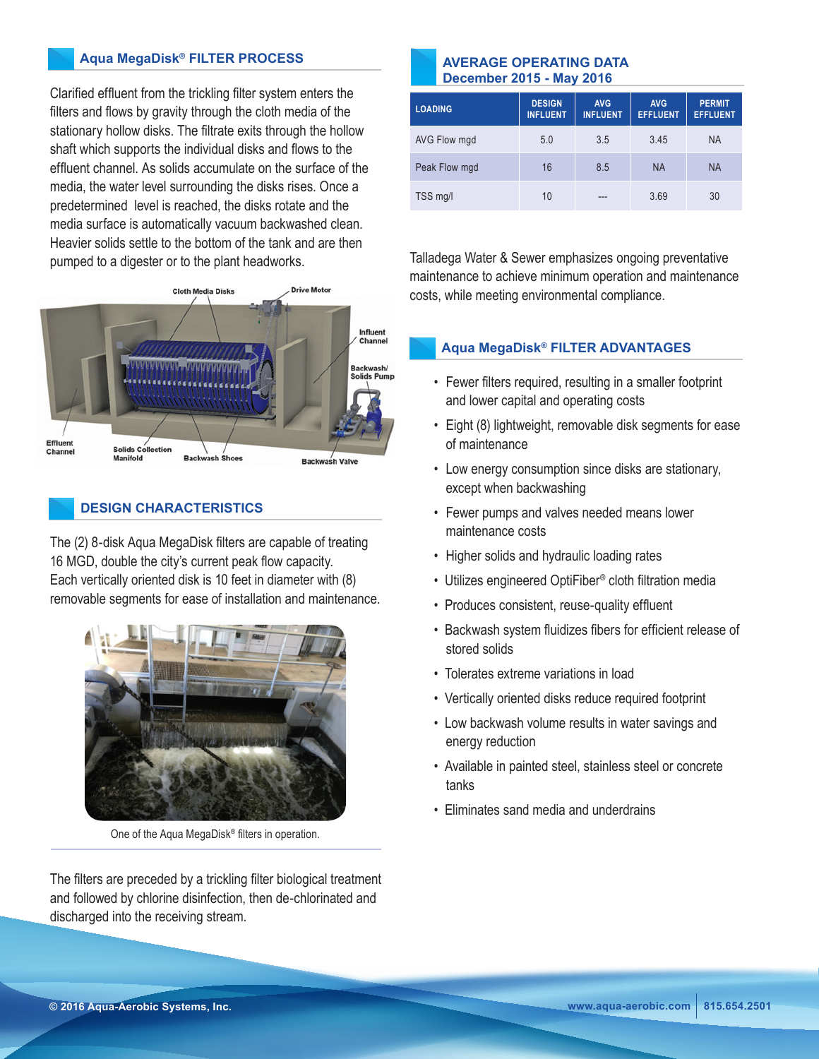## Aqua MegaDisk® FILTER PROCESS

Clarified effluent from the trickling filter system enters the filters and flows by gravity through the cloth media of the stationary hollow disks. The filtrate exits through the hollow shaft which supports the individual disks and flows to the effluent channel. As solids accumulate on the surface of the media, the water level surrounding the disks rises. Once a predetermined level is reached, the disks rotate and the media surface is automatically vacuum backwashed clean. Heavier solids settle to the bottom of the tank and are then pumped to a digester or to the plant headworks.

Cloth Media Disks
Drive Motor
Influent Channel
Backwash/ Solids Pump
Effluent Channel
Solids Collection Manifold
Backwash Shoes
Backwash Valve

## DESIGN CHARACTERISTICS

The (2) 8-disk Aqua MegaDisk filters are capable of treating 16 MGD, double the city's current peak flow capacity. Each vertically oriented disk is 10 feet in diameter with (8) removable segments for ease of installation and maintenance.

One of the Aqua MegaDisk® filters in operation.

The filters are preceded by a trickling filter biological treatment and followed by chlorine disinfection, then de-chlorinated and discharged into the receiving stream.

## AVERAGE OPERATING DATA December 2015 - May 2016

| LOADING | DESIGN INFLUENT | AVG INFLUENT | AVG EFFLUENT | PERMIT EFFLUENT |
|---|---|---|---|---|
| AVG Flow mgd | 5.0 | 3.5 | 3.45 | NA |
| Peak Flow mgd | 16 | 8.5 | NA | NA |
| TSS mg/l | 10 | --- | 3.69 | 30 |

Talladega Water & Sewer emphasizes ongoing preventative maintenance to achieve minimum operation and maintenance costs, while meeting environmental compliance.

## Aqua MegaDisk® FILTER ADVANTAGES

- Fewer filters required, resulting in a smaller footprint and lower capital and operating costs
- Eight (8) lightweight, removable disk segments for ease of maintenance
- Low energy consumption since disks are stationary, except when backwashing
- Fewer pumps and valves needed means lower maintenance costs
- Higher solids and hydraulic loading rates
- Utilizes engineered OptiFiber® cloth filtration media
- Produces consistent, reuse-quality effluent
- Backwash system fluidizes fibers for efficient release of stored solids
- Tolerates extreme variations in load
- Vertically oriented disks reduce required footprint
- Low backwash volume results in water savings and energy reduction
- Available in painted steel, stainless steel or concrete tanks
- Eliminates sand media and underdrains

© 2016 Aqua-Aerobic Systems, Inc.

www.aqua-aerobic.com | 815.654.2501